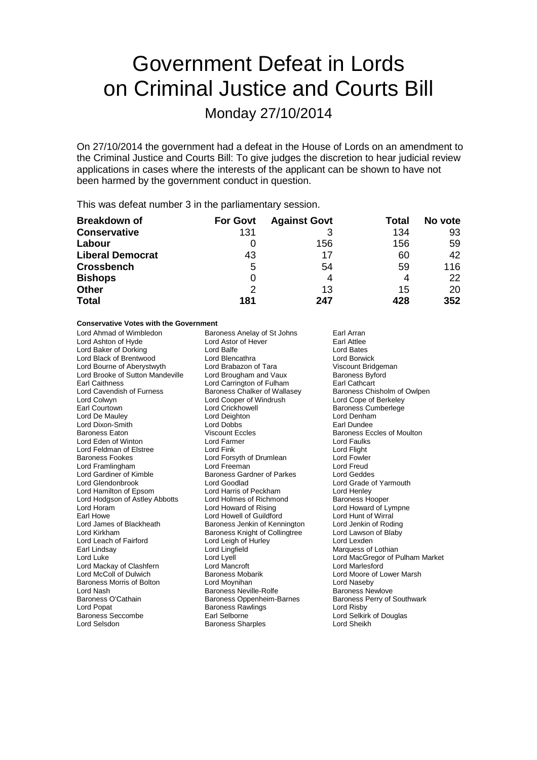# Government Defeat in Lords on Criminal Justice and Courts Bill

Monday 27/10/2014

On 27/10/2014 the government had a defeat in the House of Lords on an amendment to the Criminal Justice and Courts Bill: To give judges the discretion to hear judicial review applications in cases where the interests of the applicant can be shown to have not been harmed by the government conduct in question.

This was defeat number 3 in the parliamentary session.

| Breakdown of | For Govt | Against Govt | Total | No vote |
|---|---|---|---|---|
| **Conservative** | 131 | 3 | 134 | 93 |
| **Labour** | 0 | 156 | 156 | 59 |
| **Liberal Democrat** | 43 | 17 | 60 | 42 |
| **Crossbench** | 5 | 54 | 59 | 116 |
| **Bishops** | 0 | 4 | 4 | 22 |
| **Other** | 2 | 13 | 15 | 20 |
| **Total** | **181** | **247** | **428** | **352** |

**Conservative Votes with the Government**

Lord Ahmad of Wimbledon
Baroness Anelay of St Johns
Earl Arran
Lord Ashton of Hyde
Lord Astor of Hever
Earl Attlee
Lord Baker of Dorking
Lord Balfe
Lord Bates
Lord Black of Brentwood
Lord Blencathra
Lord Borwick
Lord Bourne of Aberystwyth
Lord Brabazon of Tara
Viscount Bridgeman
Lord Brooke of Sutton Mandeville
Lord Brougham and Vaux
Baroness Byford
Earl Caithness
Lord Carrington of Fulham
Earl Cathcart
Lord Cavendish of Furness
Baroness Chalker of Wallasey
Baroness Chisholm of Owlpen
Lord Colwyn
Lord Cooper of Windrush
Lord Cope of Berkeley
Earl Courtown
Lord Crickhowell
Baroness Cumberlege
Lord De Mauley
Lord Deighton
Lord Denham
Lord Dixon-Smith
Lord Dobbs
Earl Dundee
Baroness Eaton
Viscount Eccles
Baroness Eccles of Moulton
Lord Eden of Winton
Lord Farmer
Lord Faulks
Lord Feldman of Elstree
Lord Fink
Lord Flight
Baroness Fookes
Lord Forsyth of Drumlean
Lord Fowler
Lord Framlingham
Lord Freeman
Lord Freud
Lord Gardiner of Kimble
Baroness Gardner of Parkes
Lord Geddes
Lord Glendonbrook
Lord Goodlad
Lord Grade of Yarmouth
Lord Hamilton of Epsom
Lord Harris of Peckham
Lord Henley
Lord Hodgson of Astley Abbotts
Lord Holmes of Richmond
Baroness Hooper
Lord Horam
Lord Howard of Rising
Lord Howard of Lympne
Earl Howe
Lord Howell of Guildford
Lord Hunt of Wirral
Lord James of Blackheath
Baroness Jenkin of Kennington
Lord Jenkin of Roding
Lord Kirkham
Baroness Knight of Collingtree
Lord Lawson of Blaby
Lord Leach of Fairford
Lord Leigh of Hurley
Lord Lexden
Earl Lindsay
Lord Lingfield
Marquess of Lothian
Lord Luke
Lord Lyell
Lord MacGregor of Pulham Market
Lord Mackay of Clashfern
Lord Mancroft
Lord Marlesford
Lord McColl of Dulwich
Baroness Mobarik
Lord Moore of Lower Marsh
Baroness Morris of Bolton
Lord Moynihan
Lord Naseby
Lord Nash
Baroness Neville-Rolfe
Baroness Newlove
Baroness O'Cathain
Baroness Oppenheim-Barnes
Baroness Perry of Southwark
Lord Popat
Baroness Rawlings
Lord Risby
Baroness Seccombe
Earl Selborne
Lord Selkirk of Douglas
Lord Selsdon
Baroness Sharples
Lord Sheikh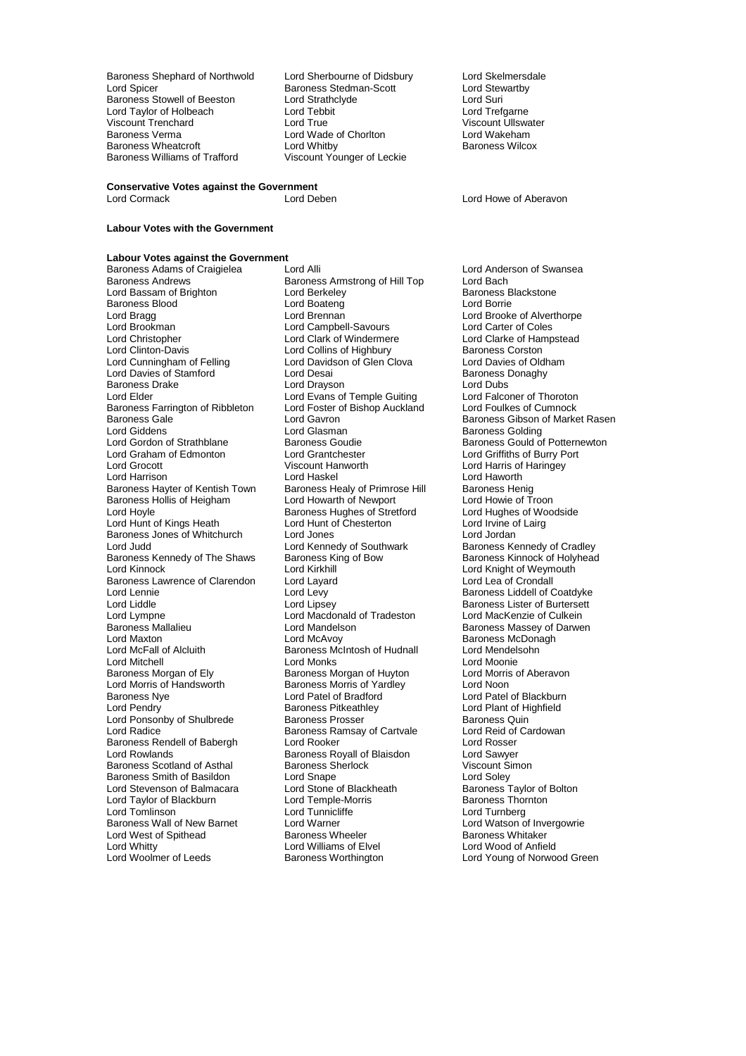Baroness Shephard of Northwold
Lord Sherbourne of Didsbury
Lord Skelmersdale
Lord Spicer
Baroness Stedman-Scott
Lord Stewartby
Baroness Stowell of Beeston
Lord Strathclyde
Lord Suri
Lord Taylor of Holbeach
Lord Tebbit
Lord Trefgarne
Viscount Trenchard
Lord True
Viscount Ullswater
Baroness Verma
Lord Wade of Chorlton
Lord Wakeham
Baroness Wheatcroft
Lord Whitby
Baroness Wilcox
Baroness Williams of Trafford
Viscount Younger of Leckie

**Conservative Votes against the Government**

Lord Cormack
Lord Deben
Lord Howe of Aberavon

**Labour Votes with the Government**

**Labour Votes against the Government**

Baroness Adams of Craigielea
Lord Alli
Lord Anderson of Swansea
Baroness Andrews
Baroness Armstrong of Hill Top
Lord Bach
Lord Bassam of Brighton
Lord Berkeley
Baroness Blackstone
Baroness Blood
Lord Boateng
Lord Borrie
Lord Bragg
Lord Brennan
Lord Brooke of Alverthorpe
Lord Brookman
Lord Campbell-Savours
Lord Carter of Coles
Lord Christopher
Lord Clark of Windermere
Lord Clarke of Hampstead
Lord Clinton-Davis
Lord Collins of Highbury
Baroness Corston
Lord Cunningham of Felling
Lord Davidson of Glen Clova
Lord Davies of Oldham
Lord Davies of Stamford
Lord Desai
Baroness Donaghy
Baroness Drake
Lord Drayson
Lord Dubs
Lord Elder
Lord Evans of Temple Guiting
Lord Falconer of Thoroton
Baroness Farrington of Ribbleton
Lord Foster of Bishop Auckland
Lord Foulkes of Cumnock
Baroness Gale
Lord Gavron
Baroness Gibson of Market Rasen
Lord Giddens
Lord Glasman
Baroness Golding
Lord Gordon of Strathblane
Baroness Goudie
Baroness Gould of Potternewton
Lord Graham of Edmonton
Lord Grantchester
Lord Griffiths of Burry Port
Lord Grocott
Viscount Hanworth
Lord Harris of Haringey
Lord Harrison
Lord Haskel
Lord Haworth
Baroness Hayter of Kentish Town
Baroness Healy of Primrose Hill
Baroness Henig
Baroness Hollis of Heigham
Lord Howarth of Newport
Lord Howie of Troon
Lord Hoyle
Baroness Hughes of Stretford
Lord Hughes of Woodside
Lord Hunt of Kings Heath
Lord Hunt of Chesterton
Lord Irvine of Lairg
Baroness Jones of Whitchurch
Lord Jones
Lord Jordan
Lord Judd
Lord Kennedy of Southwark
Baroness Kennedy of Cradley
Baroness Kennedy of The Shaws
Baroness King of Bow
Baroness Kinnock of Holyhead
Lord Kinnock
Lord Kirkhill
Lord Knight of Weymouth
Baroness Lawrence of Clarendon
Lord Layard
Lord Lea of Crondall
Lord Lennie
Lord Levy
Baroness Liddell of Coatdyke
Lord Liddle
Lord Lipsey
Baroness Lister of Burtersett
Lord Lympne
Lord Macdonald of Tradeston
Lord MacKenzie of Culkein
Baroness Mallalieu
Lord Mandelson
Baroness Massey of Darwen
Lord Maxton
Lord McAvoy
Baroness McDonagh
Lord McFall of Alcluith
Baroness McIntosh of Hudnall
Lord Mendelsohn
Lord Mitchell
Lord Monks
Lord Moonie
Baroness Morgan of Ely
Baroness Morgan of Huyton
Lord Morris of Aberavon
Lord Morris of Handsworth
Baroness Morris of Yardley
Lord Noon
Baroness Nye
Lord Patel of Bradford
Lord Patel of Blackburn
Lord Pendry
Baroness Pitkeathley
Lord Plant of Highfield
Lord Ponsonby of Shulbrede
Baroness Prosser
Baroness Quin
Lord Radice
Baroness Ramsay of Cartvale
Lord Reid of Cardowan
Baroness Rendell of Babergh
Lord Rooker
Lord Rosser
Lord Rowlands
Baroness Royall of Blaisdon
Lord Sawyer
Baroness Scotland of Asthal
Baroness Sherlock
Viscount Simon
Baroness Smith of Basildon
Lord Snape
Lord Soley
Lord Stevenson of Balmacara
Lord Stone of Blackheath
Baroness Taylor of Bolton
Lord Taylor of Blackburn
Lord Temple-Morris
Baroness Thornton
Lord Tomlinson
Lord Tunnicliffe
Lord Turnberg
Baroness Wall of New Barnet
Lord Warner
Lord Watson of Invergowrie
Lord West of Spithead
Baroness Wheeler
Baroness Whitaker
Lord Whitty
Lord Williams of Elvel
Lord Wood of Anfield
Lord Woolmer of Leeds
Baroness Worthington
Lord Young of Norwood Green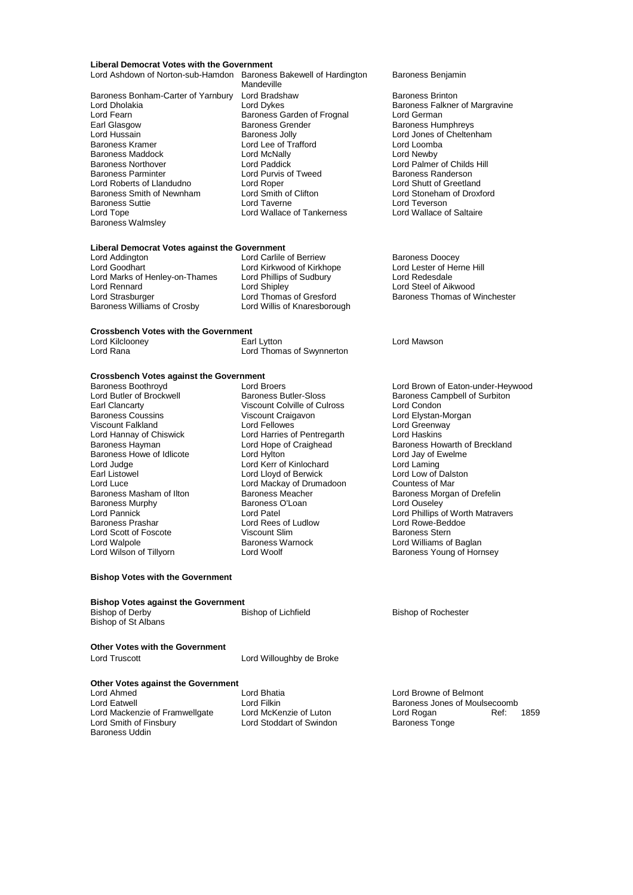**Liberal Democrat Votes with the Government**

Lord Ashdown of Norton-sub-Hamdon
Baroness Bakewell of Hardington Mandeville
Baroness Benjamin
Baroness Bonham-Carter of Yarnbury
Lord Bradshaw
Baroness Brinton
Lord Dholakia
Lord Dykes
Baroness Falkner of Margravine
Lord Fearn
Baroness Garden of Frognal
Lord German
Earl Glasgow
Baroness Grender
Baroness Humphreys
Lord Hussain
Baroness Jolly
Lord Jones of Cheltenham
Baroness Kramer
Lord Lee of Trafford
Lord Loomba
Baroness Maddock
Lord McNally
Lord Newby
Baroness Northover
Lord Paddick
Lord Palmer of Childs Hill
Baroness Parminter
Lord Purvis of Tweed
Baroness Randerson
Lord Roberts of Llandudno
Lord Roper
Lord Shutt of Greetland
Baroness Smith of Newnham
Lord Smith of Clifton
Lord Stoneham of Droxford
Baroness Suttie
Lord Taverne
Lord Teverson
Lord Tope
Lord Wallace of Tankerness
Lord Wallace of Saltaire
Baroness Walmsley

**Liberal Democrat Votes against the Government**

Lord Addington
Lord Carlile of Berriew
Baroness Doocey
Lord Goodhart
Lord Kirkwood of Kirkhope
Lord Lester of Herne Hill
Lord Marks of Henley-on-Thames
Lord Phillips of Sudbury
Lord Redesdale
Lord Rennard
Lord Shipley
Lord Steel of Aikwood
Lord Strasburger
Lord Thomas of Gresford
Baroness Thomas of Winchester
Baroness Williams of Crosby
Lord Willis of Knaresborough

**Crossbench Votes with the Government**

Lord Kilclooney
Earl Lytton
Lord Mawson
Lord Rana
Lord Thomas of Swynnerton

**Crossbench Votes against the Government**

Baroness Boothroyd
Lord Broers
Lord Brown of Eaton-under-Heywood
Lord Butler of Brockwell
Baroness Butler-Sloss
Baroness Campbell of Surbiton
Earl Clancarty
Viscount Colville of Culross
Lord Condon
Baroness Coussins
Viscount Craigavon
Lord Elystan-Morgan
Viscount Falkland
Lord Fellowes
Lord Greenway
Lord Hannay of Chiswick
Lord Harries of Pentregarth
Lord Haskins
Baroness Hayman
Lord Hope of Craighead
Baroness Howarth of Breckland
Baroness Howe of Idlicote
Lord Hylton
Lord Jay of Ewelme
Lord Judge
Lord Kerr of Kinlochard
Lord Laming
Earl Listowel
Lord Lloyd of Berwick
Lord Low of Dalston
Lord Luce
Lord Mackay of Drumadoon
Countess of Mar
Baroness Masham of Ilton
Baroness Meacher
Baroness Morgan of Drefelin
Baroness Murphy
Baroness O'Loan
Lord Ouseley
Lord Pannick
Lord Patel
Lord Phillips of Worth Matravers
Baroness Prashar
Lord Rees of Ludlow
Lord Rowe-Beddoe
Lord Scott of Foscote
Viscount Slim
Baroness Stern
Lord Walpole
Baroness Warnock
Lord Williams of Baglan
Lord Wilson of Tillyorn
Lord Woolf
Baroness Young of Hornsey

**Bishop Votes with the Government**

**Bishop Votes against the Government**

Bishop of Derby
Bishop of Lichfield
Bishop of Rochester
Bishop of St Albans

**Other Votes with the Government**

Lord Truscott
Lord Willoughby de Broke

**Other Votes against the Government**

Lord Ahmed
Lord Bhatia
Lord Browne of Belmont
Lord Eatwell
Lord Filkin
Baroness Jones of Moulsecoomb
Lord Mackenzie of Framwellgate
Lord McKenzie of Luton
Lord Rogan
Lord Smith of Finsbury
Lord Stoddart of Swindon
Baroness Tonge
Baroness Uddin

Ref: 1859